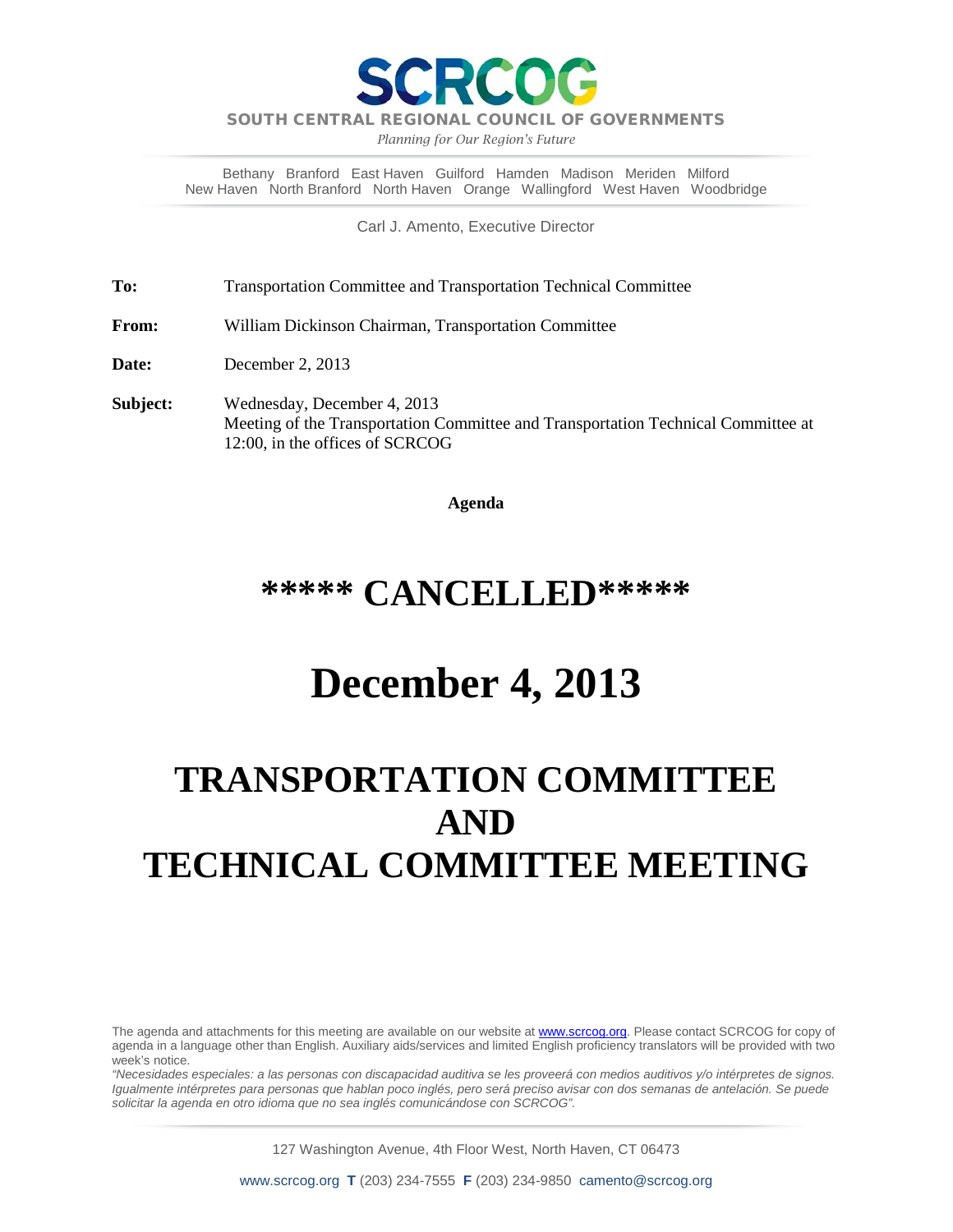# SCRCOG

**SOUTH CENTRAL REGIONAL COUNCIL OF GOVERNMENTS**

*Planning for Our Region's Future*

Bethany Branford East Haven Guilford Hamden Madison Meriden Milford
New Haven North Branford North Haven Orange Wallingford West Haven Woodbridge

Carl J. Amento, Executive Director

**To:** Transportation Committee and Transportation Technical Committee

**From:** William Dickinson Chairman, Transportation Committee

**Date:** December 2, 2013

**Subject:** Wednesday, December 4, 2013
Meeting of the Transportation Committee and Transportation Technical Committee at 12:00, in the offices of SCRCOG

**Agenda**

# ***** CANCELLED*****

# December 4, 2013

# TRANSPORTATION COMMITTEE AND TECHNICAL COMMITTEE MEETING

The agenda and attachments for this meeting are available on our website at www.scrcog.org. Please contact SCRCOG for copy of agenda in a language other than English. Auxiliary aids/services and limited English proficiency translators will be provided with two week's notice.

*"Necesidades especiales: a las personas con discapacidad auditiva se les proveerá con medios auditivos y/o intérpretes de signos. Igualmente intérpretes para personas que hablan poco inglés, pero será preciso avisar con dos semanas de antelación. Se puede solicitar la agenda en otro idioma que no sea inglés comunicándose con SCRCOG".*

127 Washington Avenue, 4th Floor West, North Haven, CT 06473

www.scrcog.org **T** (203) 234-7555 **F** (203) 234-9850 camento@scrcog.org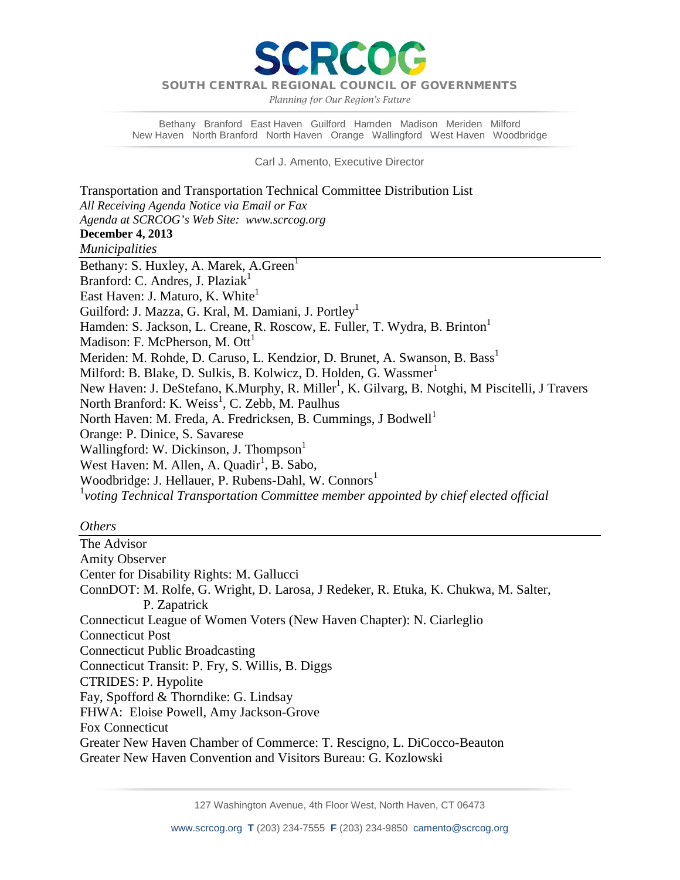# SCRCOG

**SOUTH CENTRAL REGIONAL COUNCIL OF GOVERNMENTS**

*Planning for Our Region's Future*

Bethany Branford East Haven Guilford Hamden Madison Meriden Milford
New Haven North Branford North Haven Orange Wallingford West Haven Woodbridge

Carl J. Amento, Executive Director

Transportation and Transportation Technical Committee Distribution List
*All Receiving Agenda Notice via Email or Fax*
*Agenda at SCRCOG's Web Site: www.scrcog.org*
**December 4, 2013**

*Municipalities*

Bethany: S. Huxley, A. Marek, A.Green[1]
Branford: C. Andres, J. Plaziak[1]
East Haven: J. Maturo, K. White[1]
Guilford: J. Mazza, G. Kral, M. Damiani, J. Portley[1]
Hamden: S. Jackson, L. Creane, R. Roscow, E. Fuller, T. Wydra, B. Brinton[1]
Madison: F. McPherson, M. Ott[1]
Meriden: M. Rohde, D. Caruso, L. Kendzior, D. Brunet, A. Swanson, B. Bass[1]
Milford: B. Blake, D. Sulkis, B. Kolwicz, D. Holden, G. Wassmer[1]
New Haven: J. DeStefano, K.Murphy, R. Miller[1], K. Gilvarg, B. Notghi, M Piscitelli, J Travers
North Branford: K. Weiss[1], C. Zebb, M. Paulhus
North Haven: M. Freda, A. Fredricksen, B. Cummings, J Bodwell[1]
Orange: P. Dinice, S. Savarese
Wallingford: W. Dickinson, J. Thompson[1]
West Haven: M. Allen, A. Quadir[1], B. Sabo,
Woodbridge: J. Hellauer, P. Rubens-Dahl, W. Connors[1]

[1]*voting Technical Transportation Committee member appointed by chief elected official*

*Others*

The Advisor
Amity Observer
Center for Disability Rights: M. Gallucci
ConnDOT: M. Rolfe, G. Wright, D. Larosa, J Redeker, R. Etuka, K. Chukwa, M. Salter, P. Zapatrick
Connecticut League of Women Voters (New Haven Chapter): N. Ciarleglio
Connecticut Post
Connecticut Public Broadcasting
Connecticut Transit: P. Fry, S. Willis, B. Diggs
CTRIDES: P. Hypolite
Fay, Spofford & Thorndike: G. Lindsay
FHWA: Eloise Powell, Amy Jackson-Grove
Fox Connecticut
Greater New Haven Chamber of Commerce: T. Rescigno, L. DiCocco-Beauton
Greater New Haven Convention and Visitors Bureau: G. Kozlowski

127 Washington Avenue, 4th Floor West, North Haven, CT 06473

www.scrcog.org T (203) 234-7555 F (203) 234-9850 camento@scrcog.org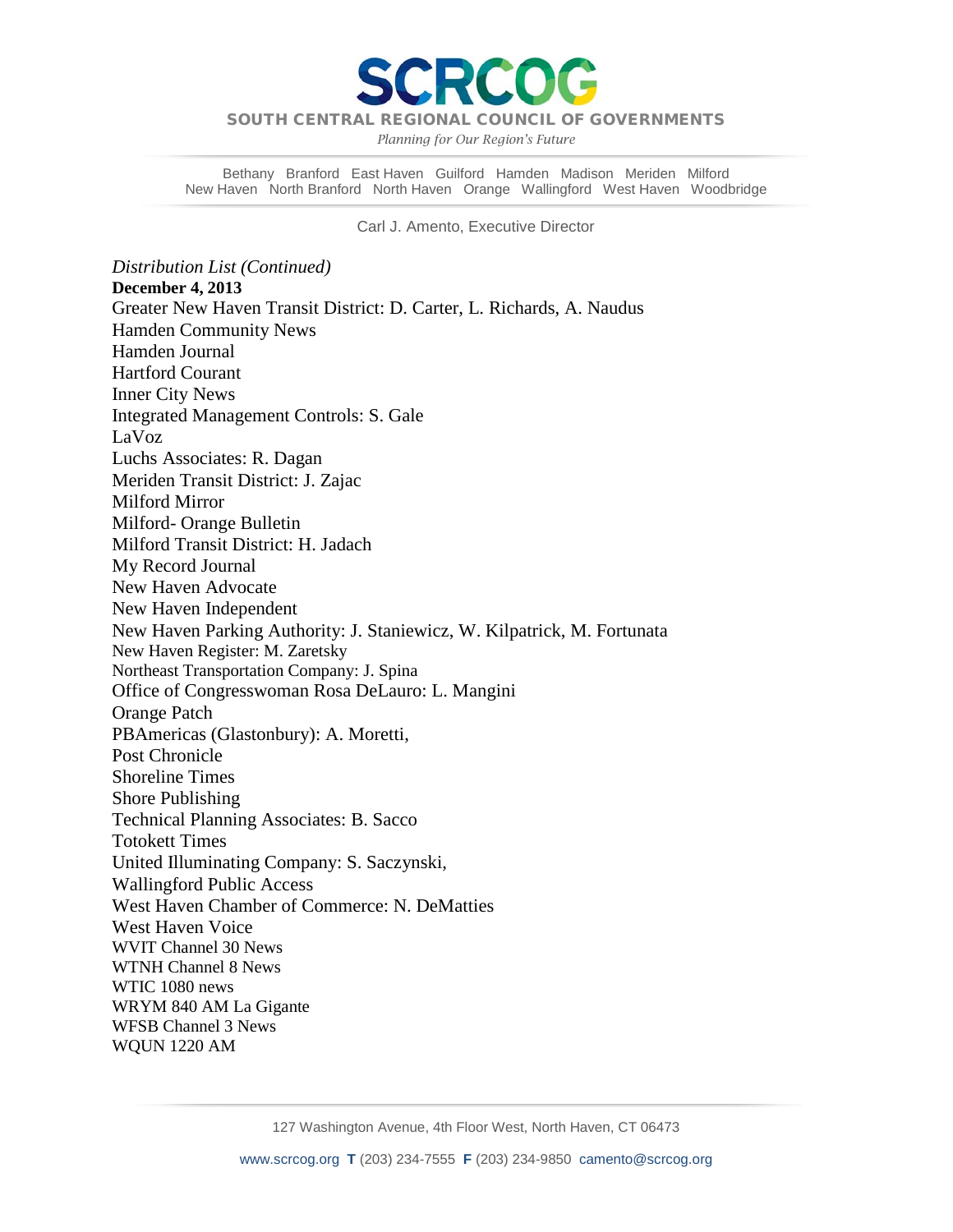*Distribution List (Continued)*

**December 4, 2013**

Greater New Haven Transit District: D. Carter, L. Richards, A. Naudus
Hamden Community News
Hamden Journal
Hartford Courant
Inner City News
Integrated Management Controls: S. Gale
LaVoz
Luchs Associates: R. Dagan
Meriden Transit District: J. Zajac
Milford Mirror
Milford- Orange Bulletin
Milford Transit District: H. Jadach
My Record Journal
New Haven Advocate
New Haven Independent
New Haven Parking Authority: J. Staniewicz, W. Kilpatrick, M. Fortunata
New Haven Register: M. Zaretsky
Northeast Transportation Company: J. Spina
Office of Congresswoman Rosa DeLauro: L. Mangini
Orange Patch
PBAmericas (Glastonbury): A. Moretti,
Post Chronicle
Shoreline Times
Shore Publishing
Technical Planning Associates: B. Sacco
Totokett Times
United Illuminating Company: S. Saczynski,
Wallingford Public Access
West Haven Chamber of Commerce: N. DeMatties
West Haven Voice
WVIT Channel 30 News
WTNH Channel 8 News
WTIC 1080 news
WRYM 840 AM La Gigante
WFSB Channel 3 News
WQUN 1220 AM